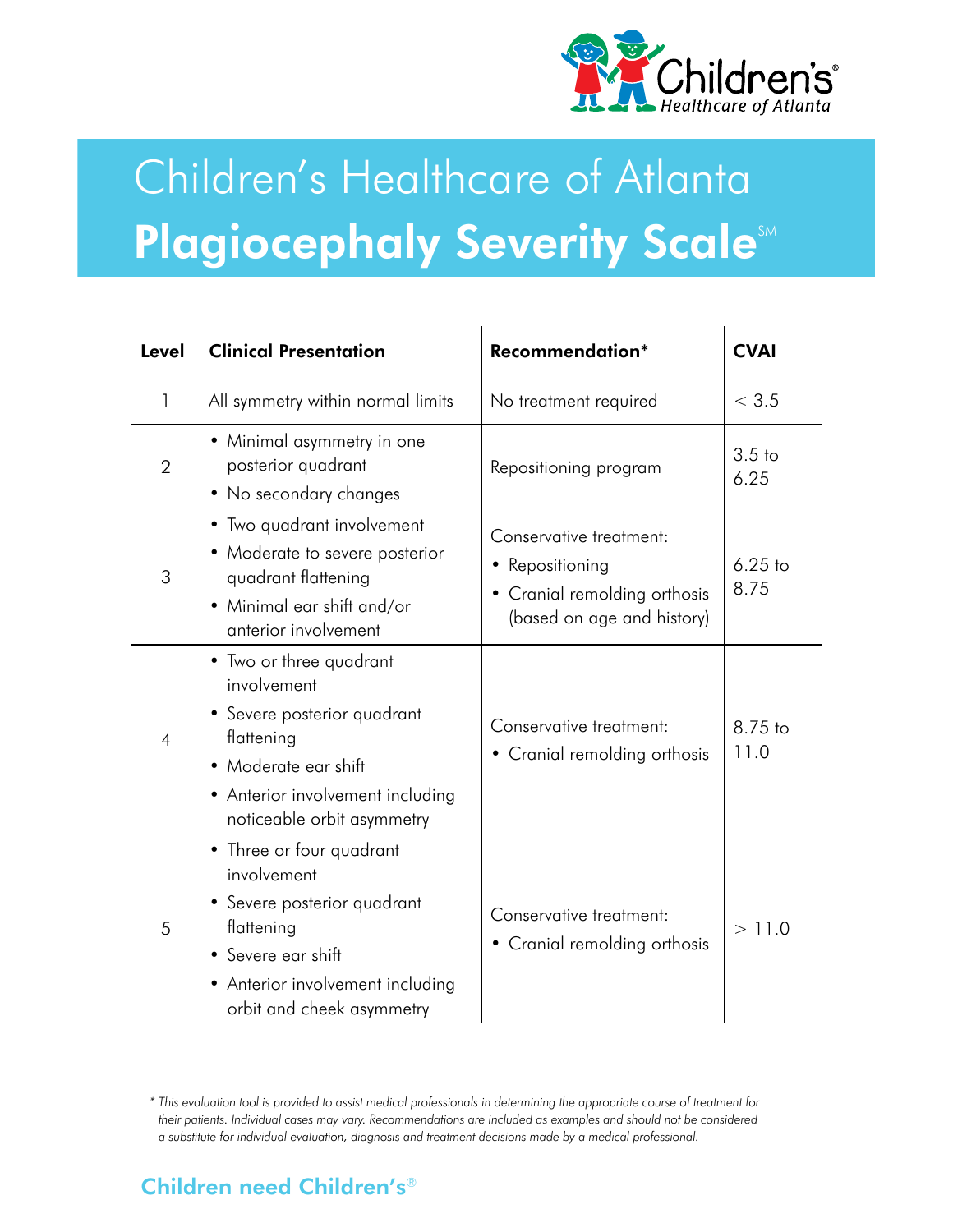Children's Healthcare of Atlanta

# Children's Healthcare of Atlanta
## Plagiocephaly Severity Scale℠

| Level | Clinical Presentation | Recommendation* | CVAI |
|---|---|---|---|
| 1 | All symmetry within normal limits | No treatment required | < 3.5 |
| 2 | • Minimal asymmetry in one posterior quadrant<br>• No secondary changes | Repositioning program | 3.5 to 6.25 |
| 3 | • Two quadrant involvement<br>• Moderate to severe posterior quadrant flattening<br>• Minimal ear shift and/or anterior involvement | Conservative treatment:<br>• Repositioning<br>• Cranial remolding orthosis (based on age and history) | 6.25 to 8.75 |
| 4 | • Two or three quadrant involvement<br>• Severe posterior quadrant flattening<br>• Moderate ear shift<br>• Anterior involvement including noticeable orbit asymmetry | Conservative treatment:<br>• Cranial remolding orthosis | 8.75 to 11.0 |
| 5 | • Three or four quadrant involvement<br>• Severe posterior quadrant flattening<br>• Severe ear shift<br>• Anterior involvement including orbit and cheek asymmetry | Conservative treatment:<br>• Cranial remolding orthosis | > 11.0 |

*\* This evaluation tool is provided to assist medical professionals in determining the appropriate course of treatment for their patients. Individual cases may vary. Recommendations are included as examples and should not be considered a substitute for individual evaluation, diagnosis and treatment decisions made by a medical professional.*

**Children need Children's®**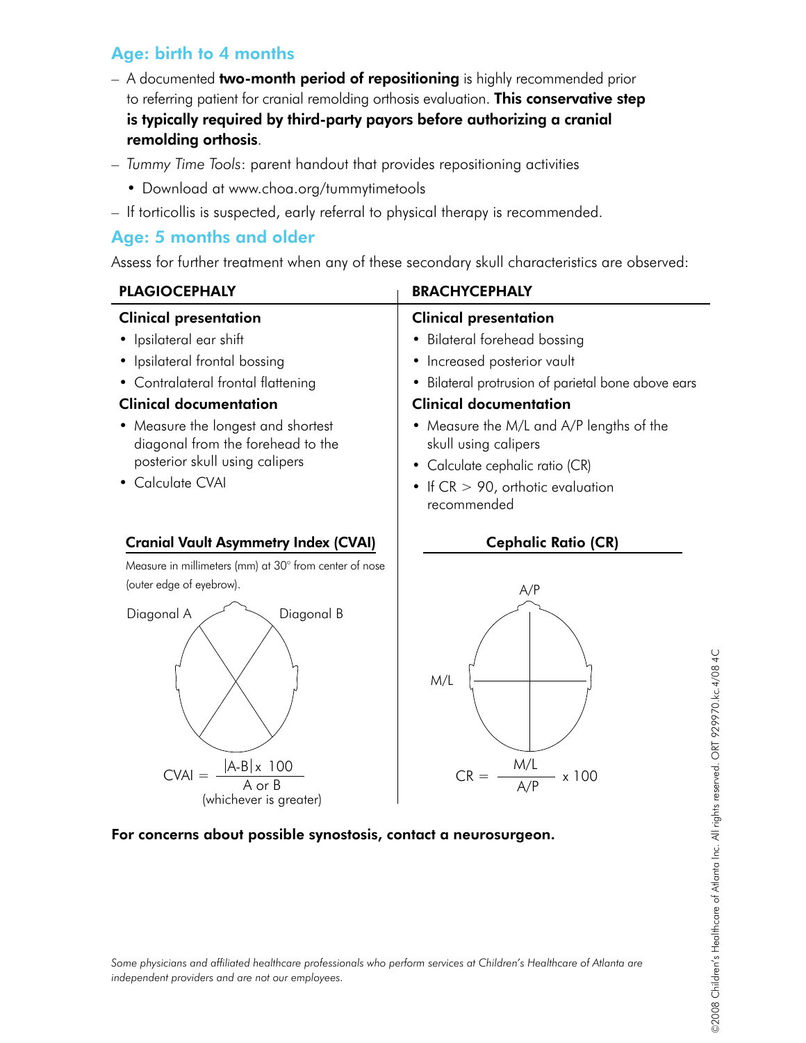## Age: birth to 4 months

- A documented **two-month period of repositioning** is highly recommended prior to referring patient for cranial remolding orthosis evaluation. **This conservative step is typically required by third-party payors before authorizing a cranial remolding orthosis**.
- *Tummy Time Tools*: parent handout that provides repositioning activities
  - Download at www.choa.org/tummytimetools
- If torticollis is suspected, early referral to physical therapy is recommended.

## Age: 5 months and older

Assess for further treatment when any of these secondary skull characteristics are observed:

### PLAGIOCEPHALY

**Clinical presentation**

- Ipsilateral ear shift
- Ipsilateral frontal bossing
- Contralateral frontal flattening

**Clinical documentation**

- Measure the longest and shortest diagonal from the forehead to the posterior skull using calipers
- Calculate CVAI

**Cranial Vault Asymmetry Index (CVAI)**

Measure in millimeters (mm) at 30° from center of nose (outer edge of eyebrow).

Diagonal A

Diagonal B

$$\text{CVAI} = \frac{|A-B| \times 100}{A \text{ or } B}$$

(whichever is greater)

### BRACHYCEPHALY

**Clinical presentation**

- Bilateral forehead bossing
- Increased posterior vault
- Bilateral protrusion of parietal bone above ears

**Clinical documentation**

- Measure the M/L and A/P lengths of the skull using calipers
- Calculate cephalic ratio (CR)
- If CR > 90, orthotic evaluation recommended

**Cephalic Ratio (CR)**

A/P

M/L

$$\text{CR} = \frac{M/L}{A/P} \times 100$$

**For concerns about possible synostosis, contact a neurosurgeon.**

*Some physicians and affiliated healthcare professionals who perform services at Children's Healthcare of Atlanta are independent providers and are not our employees.*

©2008 Children's Healthcare of Atlanta Inc. All rights reserved. ORT 929970.kc.4/08 4C